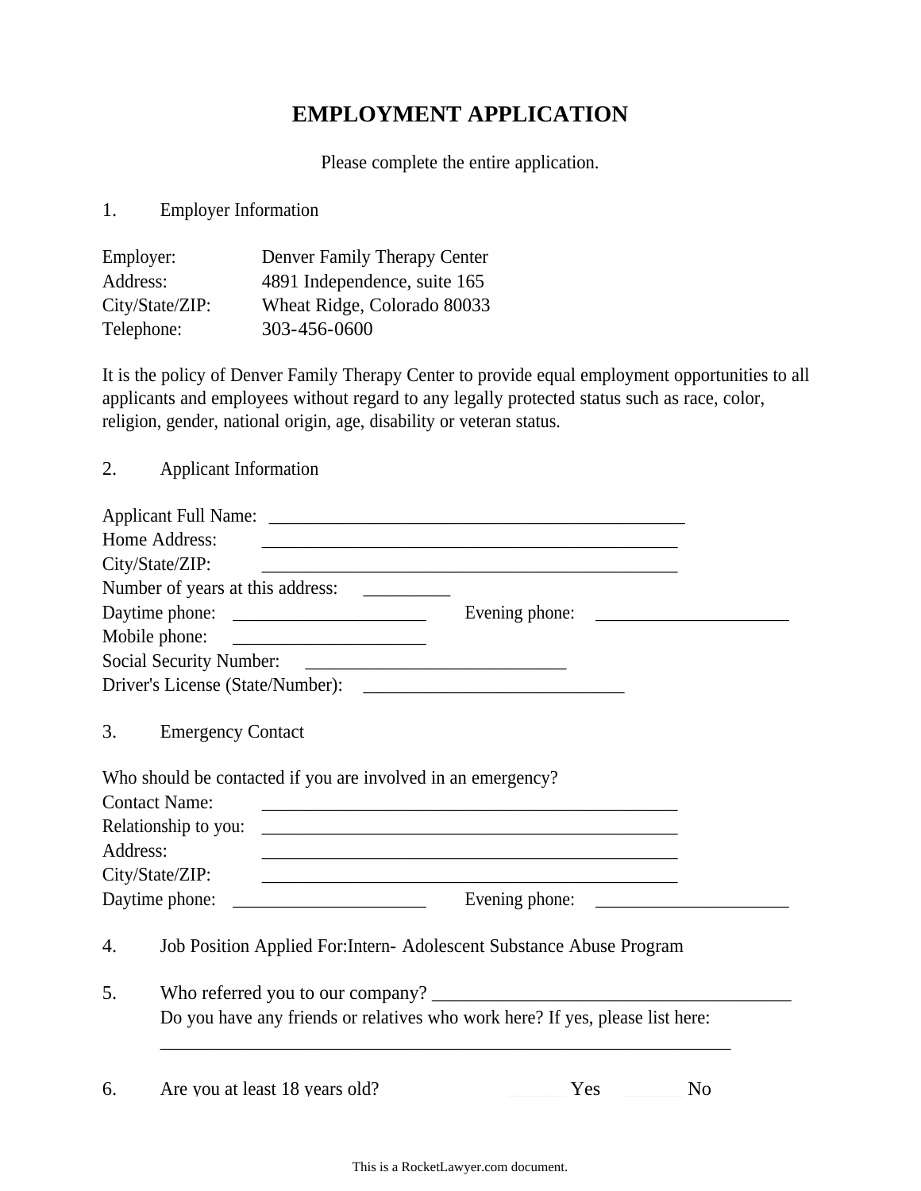# EMPLOYMENT APPLICATION

Please complete the entire application.

1. Employer Information

Employer: Denver Family Therapy Center
Address: 4891 Independence, suite 165
City/State/ZIP: Wheat Ridge, Colorado 80033
Telephone: 303-456-0600

It is the policy of Denver Family Therapy Center to provide equal employment opportunities to all applicants and employees without regard to any legally protected status such as race, color, religion, gender, national origin, age, disability or veteran status.

2. Applicant Information

Applicant Full Name: _______________________________________________
Home Address: _______________________________________________
City/State/ZIP: _______________________________________________
Number of years at this address: _________
Daytime phone: ____________________ Evening phone: ____________________
Mobile phone: ____________________
Social Security Number: ___________________________
Driver's License (State/Number): ___________________________

3. Emergency Contact

Who should be contacted if you are involved in an emergency?
Contact Name: _______________________________________________
Relationship to you: _______________________________________________
Address: _______________________________________________
City/State/ZIP: _______________________________________________
Daytime phone: ____________________ Evening phone: ____________________

4. Job Position Applied For:Intern- Adolescent Substance Abuse Program

5. Who referred you to our company? ________________________________________
Do you have any friends or relatives who work here? If yes, please list here:
_________________________________________________________________

6. Are you at least 18 years old? _______ Yes _______ No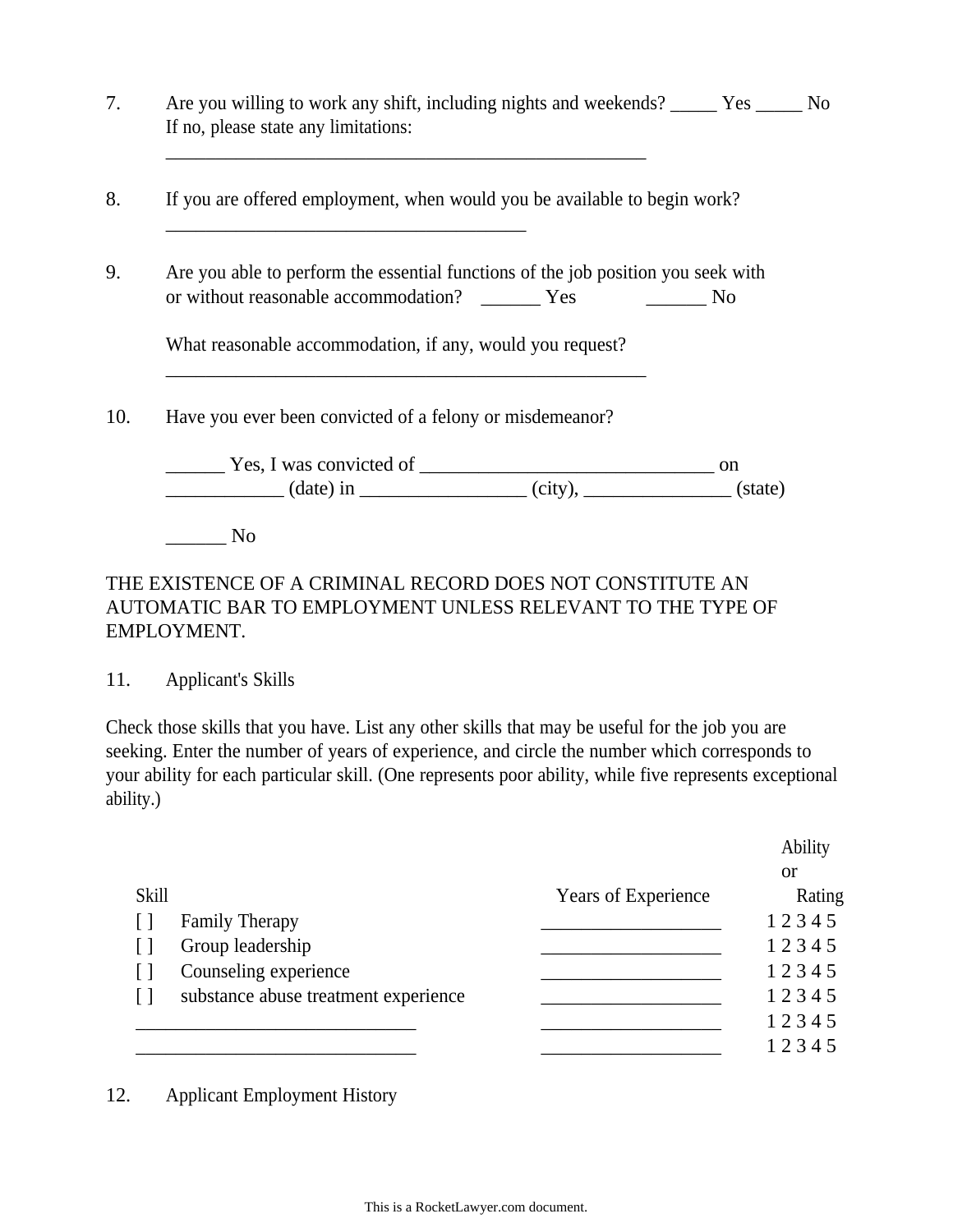7. Are you willing to work any shift, including nights and weekends? _____ Yes _____ No
   If no, please state any limitations:
   _____________________________________________________

8. If you are offered employment, when would you be available to begin work?
   ________________________________________

9. Are you able to perform the essential functions of the job position you seek with or without reasonable accommodation? ______ Yes ______ No

   What reasonable accommodation, if any, would you request?
   _____________________________________________________

10. Have you ever been convicted of a felony or misdemeanor?

    ______ Yes, I was convicted of ________________________________ on ____________ (date) in _________________ (city), _______________ (state)

    ______ No

THE EXISTENCE OF A CRIMINAL RECORD DOES NOT CONSTITUTE AN AUTOMATIC BAR TO EMPLOYMENT UNLESS RELEVANT TO THE TYPE OF EMPLOYMENT.

11. Applicant's Skills

Check those skills that you have. List any other skills that may be useful for the job you are seeking. Enter the number of years of experience, and circle the number which corresponds to your ability for each particular skill. (One represents poor ability, while five represents exceptional ability.)

| Skill | Years of Experience | Ability or Rating |
|---|---|---|
| [ ] Family Therapy | ___________________ | 1 2 3 4 5 |
| [ ] Group leadership | ___________________ | 1 2 3 4 5 |
| [ ] Counseling experience | ___________________ | 1 2 3 4 5 |
| [ ] substance abuse treatment experience | ___________________ | 1 2 3 4 5 |
| ______________________________ | ___________________ | 1 2 3 4 5 |
| ______________________________ | ___________________ | 1 2 3 4 5 |

12. Applicant Employment History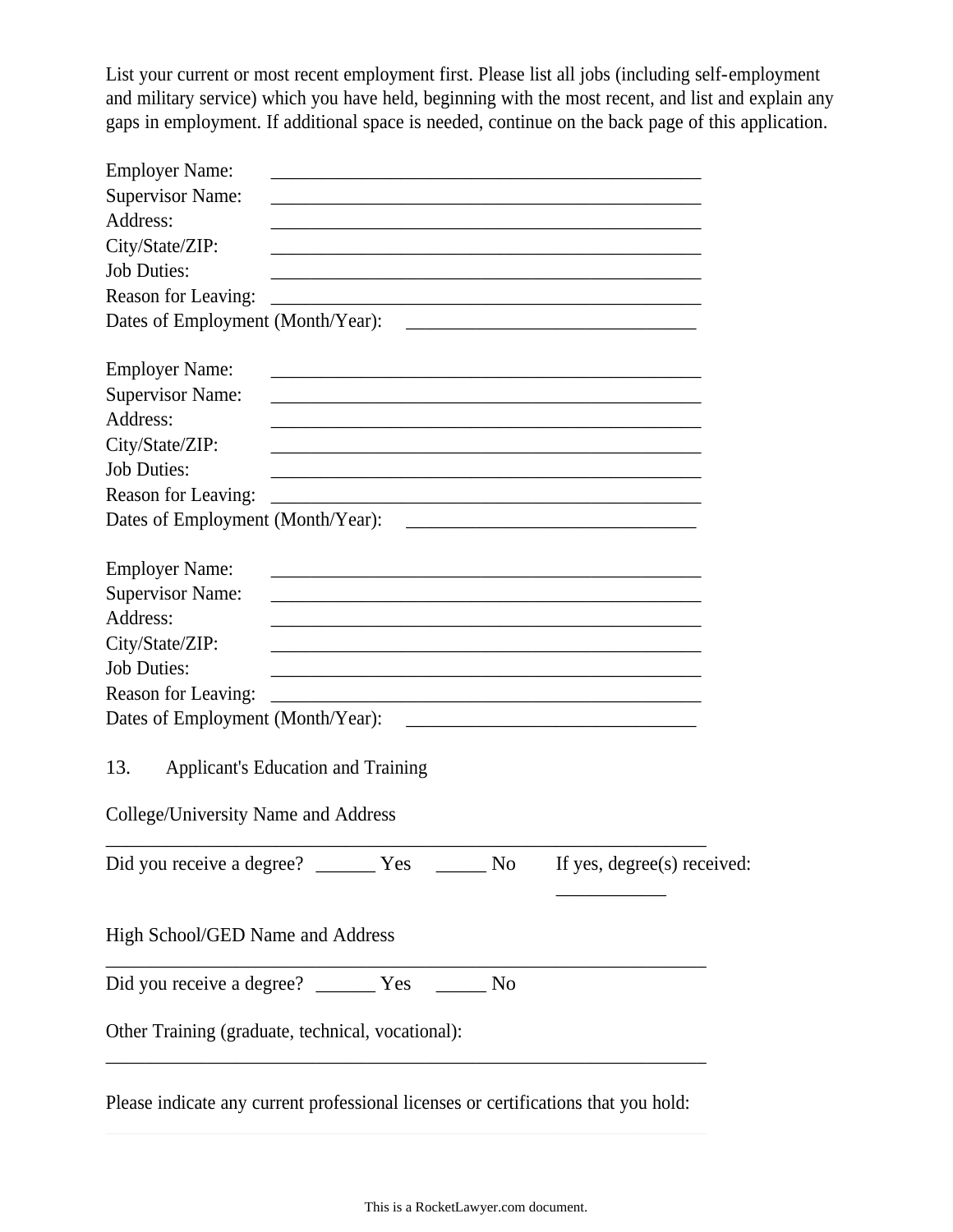List your current or most recent employment first. Please list all jobs (including self-employment and military service) which you have held, beginning with the most recent, and list and explain any gaps in employment. If additional space is needed, continue on the back page of this application.

Employer Name: _______________________________________________
Supervisor Name: _______________________________________________
Address: _______________________________________________
City/State/ZIP: _______________________________________________
Job Duties: _______________________________________________
Reason for Leaving: _______________________________________________
Dates of Employment (Month/Year): _______________________________

Employer Name: _______________________________________________
Supervisor Name: _______________________________________________
Address: _______________________________________________
City/State/ZIP: _______________________________________________
Job Duties: _______________________________________________
Reason for Leaving: _______________________________________________
Dates of Employment (Month/Year): _______________________________

Employer Name: _______________________________________________
Supervisor Name: _______________________________________________
Address: _______________________________________________
City/State/ZIP: _______________________________________________
Job Duties: _______________________________________________
Reason for Leaving: _______________________________________________
Dates of Employment (Month/Year): _______________________________

13. Applicant's Education and Training

College/University Name and Address

_________________________________________________________________

Did you receive a degree? ______ Yes _____ No If yes, degree(s) received: ___________

High School/GED Name and Address

_________________________________________________________________

Did you receive a degree? ______ Yes _____ No

Other Training (graduate, technical, vocational):

_________________________________________________________________

Please indicate any current professional licenses or certifications that you hold: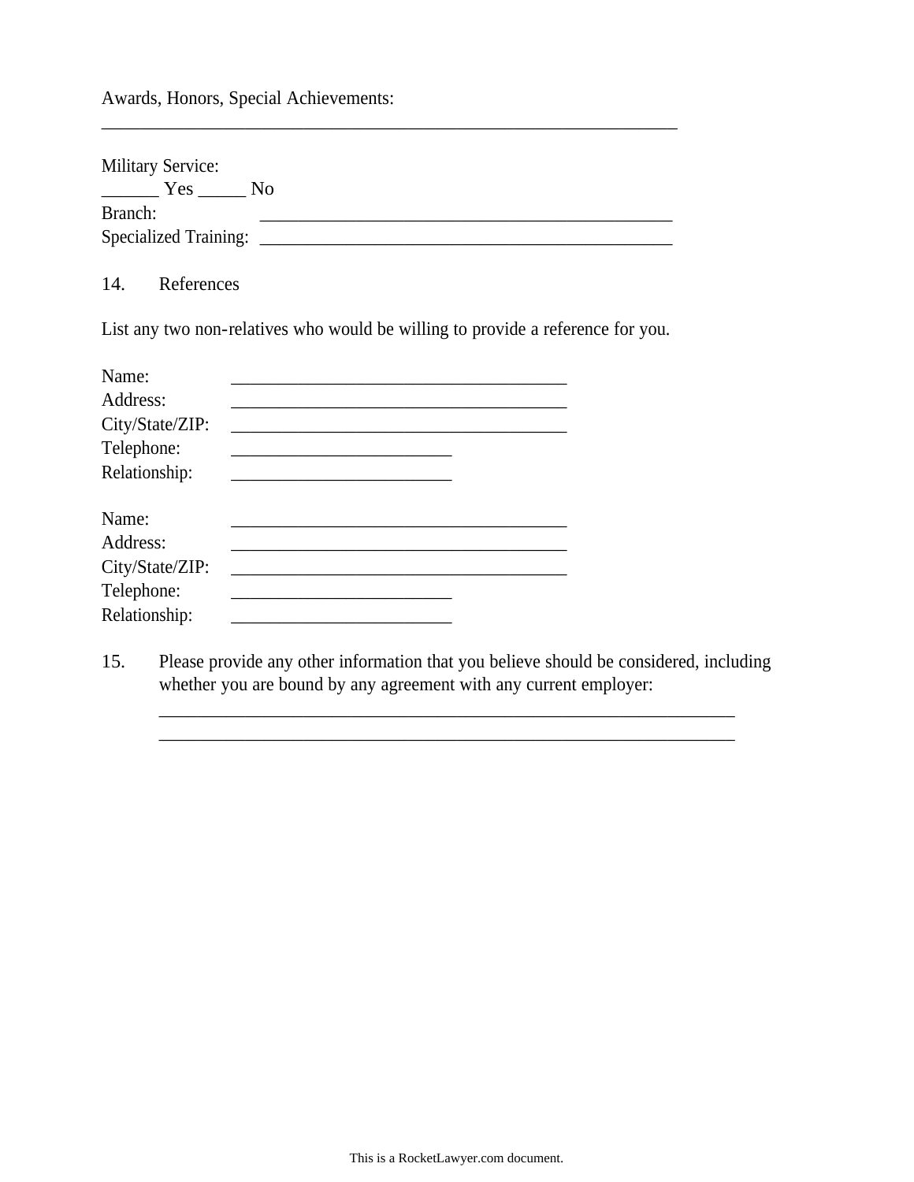Awards, Honors, Special Achievements:
_________________________________________________________________

Military Service:
______ Yes _____ No
Branch: ______________________________________________
Specialized Training: ______________________________________________

14. References

List any two non-relatives who would be willing to provide a reference for you.

Name: ______________________________________
Address: ______________________________________
City/State/ZIP: ______________________________________
Telephone: ________________________
Relationship: ________________________

Name: ______________________________________
Address: ______________________________________
City/State/ZIP: ______________________________________
Telephone: ________________________
Relationship: ________________________

15. Please provide any other information that you believe should be considered, including whether you are bound by any agreement with any current employer:
_________________________________________________________________
_________________________________________________________________

This is a RocketLawyer.com document.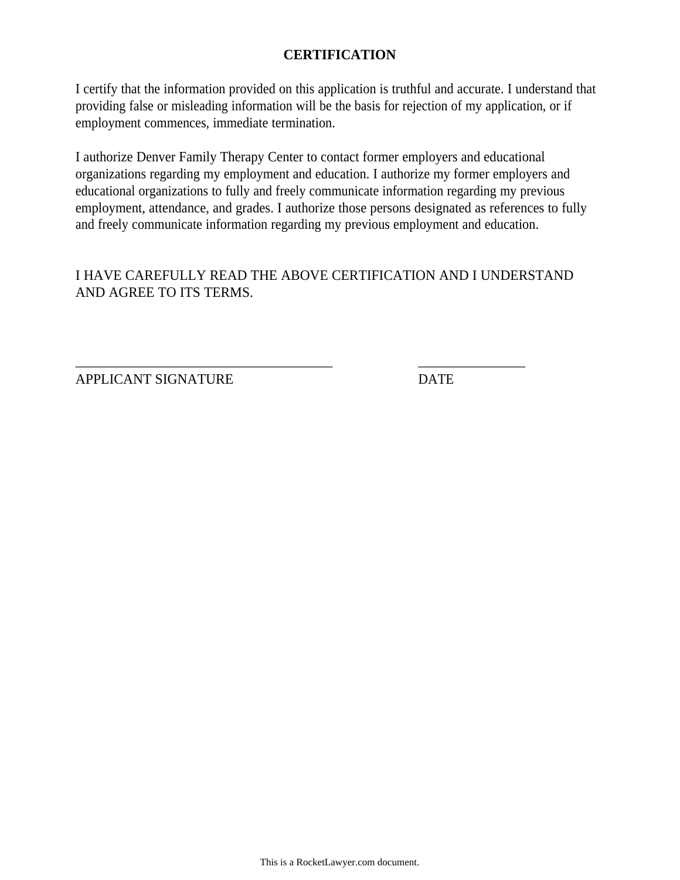## CERTIFICATION

I certify that the information provided on this application is truthful and accurate. I understand that providing false or misleading information will be the basis for rejection of my application, or if employment commences, immediate termination.

I authorize Denver Family Therapy Center to contact former employers and educational organizations regarding my employment and education. I authorize my former employers and educational organizations to fully and freely communicate information regarding my previous employment, attendance, and grades. I authorize those persons designated as references to fully and freely communicate information regarding my previous employment and education.

I HAVE CAREFULLY READ THE ABOVE CERTIFICATION AND I UNDERSTAND AND AGREE TO ITS TERMS.

_______________________________________ ________________

APPLICANT SIGNATURE DATE

This is a RocketLawyer.com document.